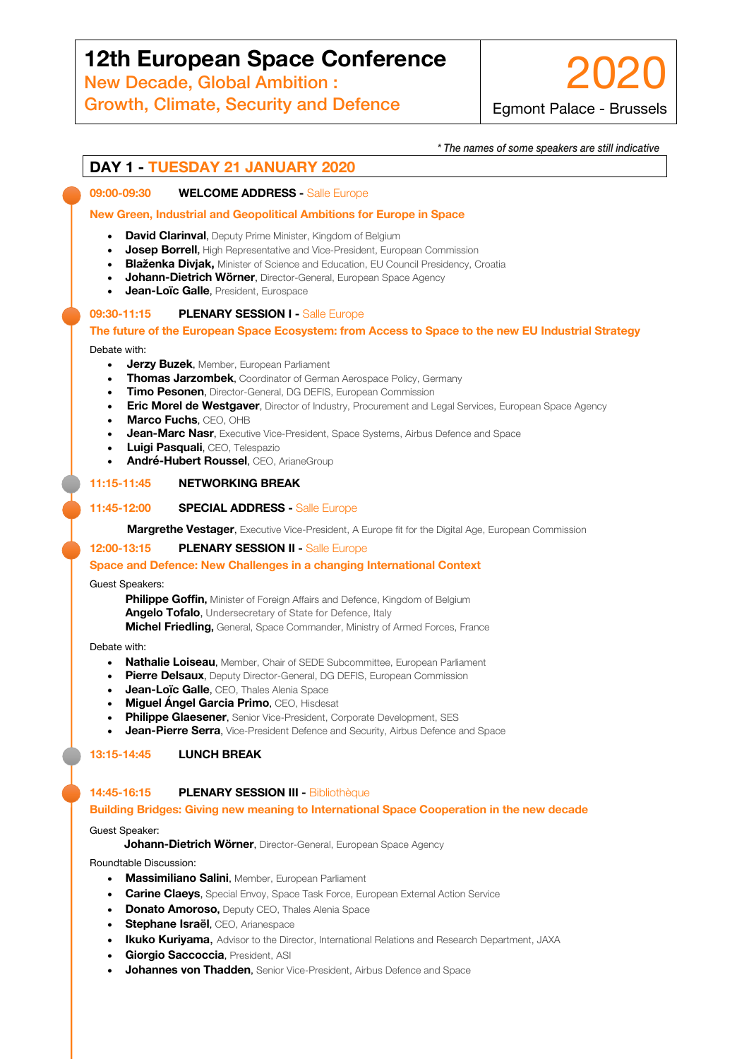# 12th European Space Conference

## New Decade, Global Ambition : Growth, Climate, Security and Defence

## 2020

Egmont Palace - Brussels

*\* The names of some speakers are still indicative*

## DAY 1 - TUESDAY 21 JANUARY 2020

### 09:00-09:30 WELCOME ADDRESS - Salle Europe

**New Green, Industrial and Geopolitical Ambitions for Europe in Space**

- **David Clarinval**, Deputy Prime Minister, Kingdom of Belgium
- **Josep Borrell,** High Representative and Vice-President, European Commission
- **Blaženka Divjak,** Minister of Science and Education, EU Council Presidency, Croatia
- **Johann-Dietrich Wörner**, Director-General, European Space Agency
- **Jean-Loïc Galle**, President, Eurospace

### 09:30-11:15 PLENARY SESSION I - Salle Europe

**The future of the European Space Ecosystem: from Access to Space to the new EU Industrial Strategy**

Debate with:

- **Jerzy Buzek**, Member, European Parliament
- **Thomas Jarzombek**, Coordinator of German Aerospace Policy, Germany
- **Timo Pesonen**, Director-General, DG DEFIS, European Commission
- **Eric Morel de Westgaver**, Director of Industry, Procurement and Legal Services, European Space Agency
- **Marco Fuchs**, CEO, OHB
- **Jean-Marc Nasr**, Executive Vice-President, Space Systems, Airbus Defence and Space
- **Luigi Pasquali**, CEO, Telespazio
- **André-Hubert Roussel**, CEO, ArianeGroup

### 11:15-11:45 NETWORKING BREAK

### 11:45-12:00 SPECIAL ADDRESS - Salle Europe

**Margrethe Vestager**, Executive Vice-President, A Europe fit for the Digital Age, European Commission

### 12:00-13:15 PLENARY SESSION II - Salle Europe

**Space and Defence: New Challenges in a changing International Context**

Guest Speakers:

**Philippe Goffin,** Minister of Foreign Affairs and Defence, Kingdom of Belgium
**Angelo Tofalo**, Undersecretary of State for Defence, Italy
**Michel Friedling,** General, Space Commander, Ministry of Armed Forces, France

Debate with:

- **Nathalie Loiseau**, Member, Chair of SEDE Subcommittee, European Parliament
- **Pierre Delsaux**, Deputy Director-General, DG DEFIS, European Commission
- **Jean-Loïc Galle**, CEO, Thales Alenia Space
- **Miguel Ángel Garcia Primo**, CEO, Hisdesat
- **Philippe Glaesener**, Senior Vice-President, Corporate Development, SES
- **Jean-Pierre Serra**, Vice-President Defence and Security, Airbus Defence and Space

### 13:15-14:45 LUNCH BREAK

### 14:45-16:15 PLENARY SESSION III - Bibliothèque

**Building Bridges: Giving new meaning to International Space Cooperation in the new decade**

Guest Speaker:

**Johann-Dietrich Wörner**, Director-General, European Space Agency

Roundtable Discussion:

- **Massimiliano Salini**, Member, European Parliament
- **Carine Claeys**, Special Envoy, Space Task Force, European External Action Service
- **Donato Amoroso,** Deputy CEO, Thales Alenia Space
- **Stephane Israël**, CEO, Arianespace
- **Ikuko Kuriyama,** Advisor to the Director, International Relations and Research Department, JAXA
- **Giorgio Saccoccia**, President, ASI
- **Johannes von Thadden**, Senior Vice-President, Airbus Defence and Space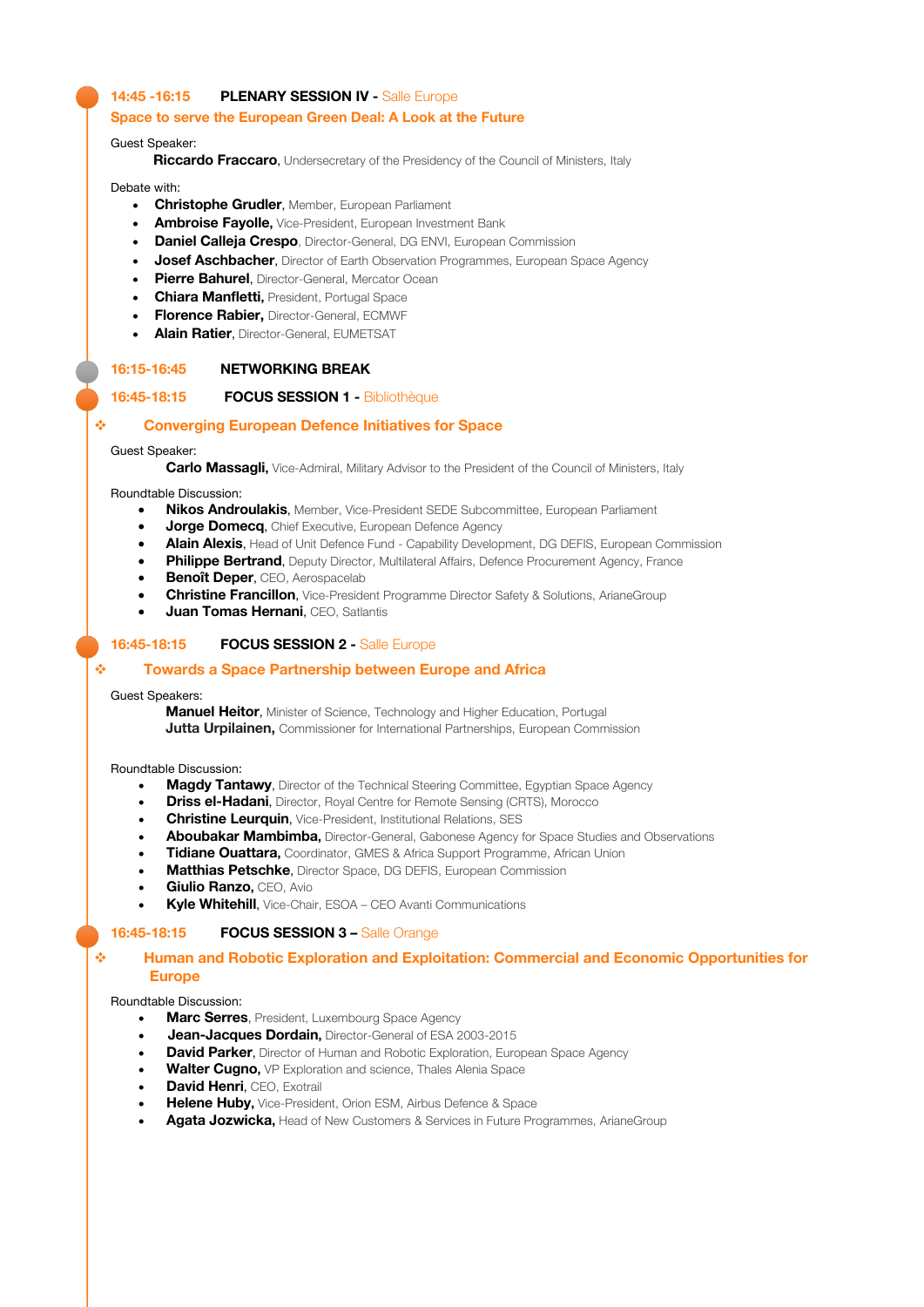## 14:45 -16:15 PLENARY SESSION IV - Salle Europe

### Space to serve the European Green Deal: A Look at the Future

Guest Speaker:

**Riccardo Fraccaro**, Undersecretary of the Presidency of the Council of Ministers, Italy

Debate with:

- **Christophe Grudler**, Member, European Parliament
- **Ambroise Fayolle,** Vice-President, European Investment Bank
- **Daniel Calleja Crespo**, Director-General, DG ENVI, European Commission
- **Josef Aschbacher**, Director of Earth Observation Programmes, European Space Agency
- **Pierre Bahurel**, Director-General, Mercator Ocean
- **Chiara Manfletti,** President, Portugal Space
- **Florence Rabier,** Director-General, ECMWF
- **Alain Ratier**, Director-General, EUMETSAT

## 16:15-16:45 NETWORKING BREAK

## 16:45-18:15 FOCUS SESSION 1 - Bibliothèque

### Converging European Defence Initiatives for Space

Guest Speaker:

**Carlo Massagli,** Vice-Admiral, Military Advisor to the President of the Council of Ministers, Italy

Roundtable Discussion:

- **Nikos Androulakis**, Member, Vice-President SEDE Subcommittee, European Parliament
- **Jorge Domecq**, Chief Executive, European Defence Agency
- **Alain Alexis**, Head of Unit Defence Fund - Capability Development, DG DEFIS, European Commission
- **Philippe Bertrand**, Deputy Director, Multilateral Affairs, Defence Procurement Agency, France
- **Benoît Deper**, CEO, Aerospacelab
- **Christine Francillon**, Vice-President Programme Director Safety & Solutions, ArianeGroup
- **Juan Tomas Hernani**, CEO, Satlantis

## 16:45-18:15 FOCUS SESSION 2 - Salle Europe

### Towards a Space Partnership between Europe and Africa

Guest Speakers:

**Manuel Heitor**, Minister of Science, Technology and Higher Education, Portugal
**Jutta Urpilainen,** Commissioner for International Partnerships, European Commission

Roundtable Discussion:

- **Magdy Tantawy**, Director of the Technical Steering Committee, Egyptian Space Agency
- **Driss el-Hadani**, Director, Royal Centre for Remote Sensing (CRTS), Morocco
- **Christine Leurquin**, Vice-President, Institutional Relations, SES
- **Aboubakar Mambimba,** Director-General, Gabonese Agency for Space Studies and Observations
- **Tidiane Ouattara,** Coordinator, GMES & Africa Support Programme, African Union
- **Matthias Petschke**, Director Space, DG DEFIS, European Commission
- **Giulio Ranzo,** CEO, Avio
- **Kyle Whitehill**, Vice-Chair, ESOA – CEO Avanti Communications

## 16:45-18:15 FOCUS SESSION 3 – Salle Orange

### Human and Robotic Exploration and Exploitation: Commercial and Economic Opportunities for Europe

Roundtable Discussion:

- **Marc Serres**, President, Luxembourg Space Agency
- **Jean-Jacques Dordain,** Director-General of ESA 2003-2015
- **David Parker**, Director of Human and Robotic Exploration, European Space Agency
- **Walter Cugno,** VP Exploration and science, Thales Alenia Space
- **David Henri**, CEO, Exotrail
- **Helene Huby,** Vice-President, Orion ESM, Airbus Defence & Space
- **Agata Jozwicka,** Head of New Customers & Services in Future Programmes, ArianeGroup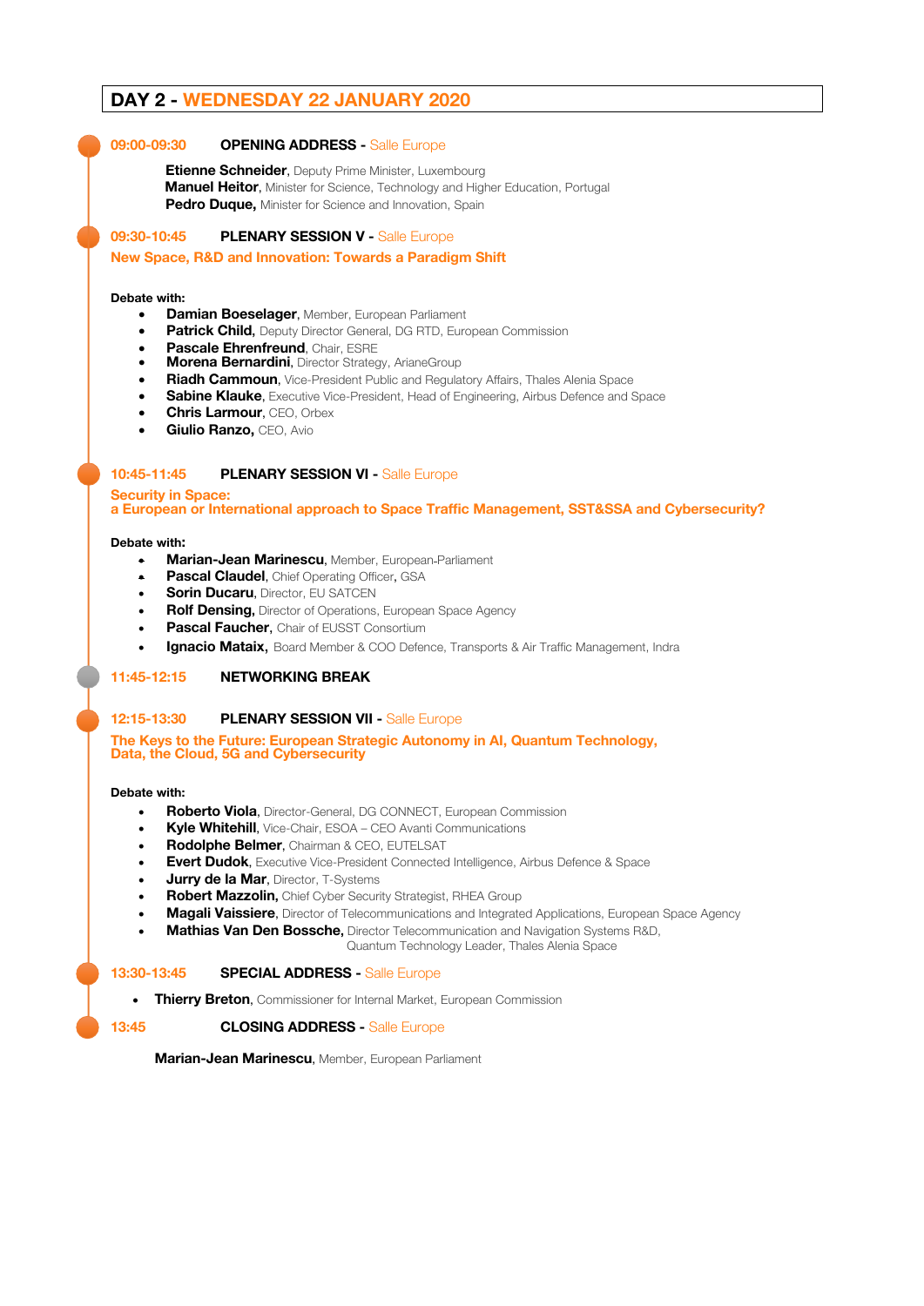# DAY 2 - WEDNESDAY 22 JANUARY 2020

## 09:00-09:30 OPENING ADDRESS - Salle Europe

**Etienne Schneider**, Deputy Prime Minister, Luxembourg
**Manuel Heitor**, Minister for Science, Technology and Higher Education, Portugal
**Pedro Duque,** Minister for Science and Innovation, Spain

## 09:30-10:45 PLENARY SESSION V - Salle Europe

### New Space, R&D and Innovation: Towards a Paradigm Shift

**Debate with:**

- **Damian Boeselager**, Member, European Parliament
- **Patrick Child,** Deputy Director General, DG RTD, European Commission
- **Pascale Ehrenfreund**, Chair, ESRE
- **Morena Bernardini**, Director Strategy, ArianeGroup
- **Riadh Cammoun**, Vice-President Public and Regulatory Affairs, Thales Alenia Space
- **Sabine Klauke**, Executive Vice-President, Head of Engineering, Airbus Defence and Space
- **Chris Larmour**, CEO, Orbex
- **Giulio Ranzo,** CEO, Avio

## 10:45-11:45 PLENARY SESSION VI - Salle Europe

### Security in Space: a European or International approach to Space Traffic Management, SST&SSA and Cybersecurity?

**Debate with:**

- **Marian-Jean Marinescu**, Member, European Parliament
- **Pascal Claudel**, Chief Operating Officer, GSA
- **Sorin Ducaru**, Director, EU SATCEN
- **Rolf Densing,** Director of Operations, European Space Agency
- **Pascal Faucher,** Chair of EUSST Consortium
- **Ignacio Mataix,** Board Member & COO Defence, Transports & Air Traffic Management, Indra

## 11:45-12:15 NETWORKING BREAK

## 12:15-13:30 PLENARY SESSION VII - Salle Europe

### The Keys to the Future: European Strategic Autonomy in AI, Quantum Technology, Data, the Cloud, 5G and Cybersecurity

**Debate with:**

- **Roberto Viola**, Director-General, DG CONNECT, European Commission
- **Kyle Whitehill**, Vice-Chair, ESOA – CEO Avanti Communications
- **Rodolphe Belmer**, Chairman & CEO, EUTELSAT
- **Evert Dudok**, Executive Vice-President Connected Intelligence, Airbus Defence & Space
- **Jurry de la Mar**, Director, T-Systems
- **Robert Mazzolin,** Chief Cyber Security Strategist, RHEA Group
- **Magali Vaissiere**, Director of Telecommunications and Integrated Applications, European Space Agency
- **Mathias Van Den Bossche,** Director Telecommunication and Navigation Systems R&D, Quantum Technology Leader, Thales Alenia Space

## 13:30-13:45 SPECIAL ADDRESS - Salle Europe

- **Thierry Breton**, Commissioner for Internal Market, European Commission

## 13:45 CLOSING ADDRESS - Salle Europe

**Marian-Jean Marinescu**, Member, European Parliament